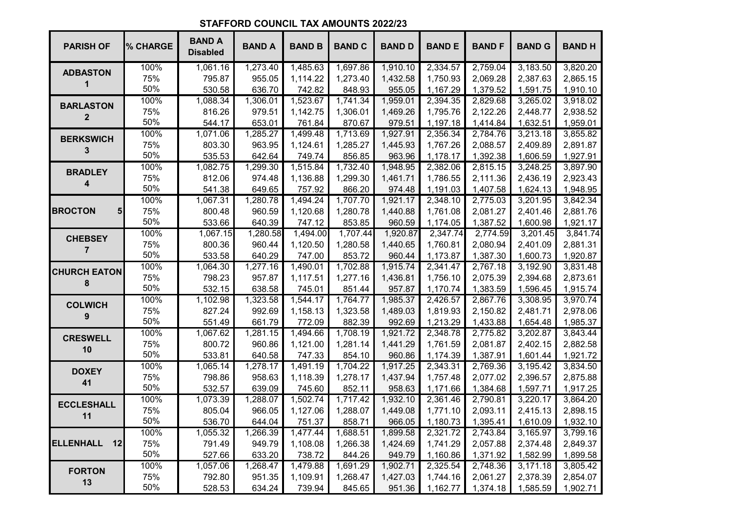# STAFFORD COUNCIL TAX AMOUNTS 2022/23

| PARISH OF | % CHARGE | BAND A Disabled | BAND A | BAND B | BAND C | BAND D | BAND E | BAND F | BAND G | BAND H |
|---|---|---|---|---|---|---|---|---|---|---|
| ADBASTON 1 | 100% | 1,061.16 | 1,273.40 | 1,485.63 | 1,697.86 | 1,910.10 | 2,334.57 | 2,759.04 | 3,183.50 | 3,820.20 |
| | 75% | 795.87 | 955.05 | 1,114.22 | 1,273.40 | 1,432.58 | 1,750.93 | 2,069.28 | 2,387.63 | 2,865.15 |
| | 50% | 530.58 | 636.70 | 742.82 | 848.93 | 955.05 | 1,167.29 | 1,379.52 | 1,591.75 | 1,910.10 |
| BARLASTON 2 | 100% | 1,088.34 | 1,306.01 | 1,523.67 | 1,741.34 | 1,959.01 | 2,394.35 | 2,829.68 | 3,265.02 | 3,918.02 |
| | 75% | 816.26 | 979.51 | 1,142.75 | 1,306.01 | 1,469.26 | 1,795.76 | 2,122.26 | 2,448.77 | 2,938.52 |
| | 50% | 544.17 | 653.01 | 761.84 | 870.67 | 979.51 | 1,197.18 | 1,414.84 | 1,632.51 | 1,959.01 |
| BERKSWICH 3 | 100% | 1,071.06 | 1,285.27 | 1,499.48 | 1,713.69 | 1,927.91 | 2,356.34 | 2,784.76 | 3,213.18 | 3,855.82 |
| | 75% | 803.30 | 963.95 | 1,124.61 | 1,285.27 | 1,445.93 | 1,767.26 | 2,088.57 | 2,409.89 | 2,891.87 |
| | 50% | 535.53 | 642.64 | 749.74 | 856.85 | 963.96 | 1,178.17 | 1,392.38 | 1,606.59 | 1,927.91 |
| BRADLEY 4 | 100% | 1,082.75 | 1,299.30 | 1,515.84 | 1,732.40 | 1,948.95 | 2,382.06 | 2,815.15 | 3,248.25 | 3,897.90 |
| | 75% | 812.06 | 974.48 | 1,136.88 | 1,299.30 | 1,461.71 | 1,786.55 | 2,111.36 | 2,436.19 | 2,923.43 |
| | 50% | 541.38 | 649.65 | 757.92 | 866.20 | 974.48 | 1,191.03 | 1,407.58 | 1,624.13 | 1,948.95 |
| BROCTON 5 | 100% | 1,067.31 | 1,280.78 | 1,494.24 | 1,707.70 | 1,921.17 | 2,348.10 | 2,775.03 | 3,201.95 | 3,842.34 |
| | 75% | 800.48 | 960.59 | 1,120.68 | 1,280.78 | 1,440.88 | 1,761.08 | 2,081.27 | 2,401.46 | 2,881.76 |
| | 50% | 533.66 | 640.39 | 747.12 | 853.85 | 960.59 | 1,174.05 | 1,387.52 | 1,600.98 | 1,921.17 |
| CHEBSEY 7 | 100% | 1,067.15 | 1,280.58 | 1,494.00 | 1,707.44 | 1,920.87 | 2,347.74 | 2,774.59 | 3,201.45 | 3,841.74 |
| | 75% | 800.36 | 960.44 | 1,120.50 | 1,280.58 | 1,440.65 | 1,760.81 | 2,080.94 | 2,401.09 | 2,881.31 |
| | 50% | 533.58 | 640.29 | 747.00 | 853.72 | 960.44 | 1,173.87 | 1,387.30 | 1,600.73 | 1,920.87 |
| CHURCH EATON 8 | 100% | 1,064.30 | 1,277.16 | 1,490.01 | 1,702.88 | 1,915.74 | 2,341.47 | 2,767.18 | 3,192.90 | 3,831.48 |
| | 75% | 798.23 | 957.87 | 1,117.51 | 1,277.16 | 1,436.81 | 1,756.10 | 2,075.39 | 2,394.68 | 2,873.61 |
| | 50% | 532.15 | 638.58 | 745.01 | 851.44 | 957.87 | 1,170.74 | 1,383.59 | 1,596.45 | 1,915.74 |
| COLWICH 9 | 100% | 1,102.98 | 1,323.58 | 1,544.17 | 1,764.77 | 1,985.37 | 2,426.57 | 2,867.76 | 3,308.95 | 3,970.74 |
| | 75% | 827.24 | 992.69 | 1,158.13 | 1,323.58 | 1,489.03 | 1,819.93 | 2,150.82 | 2,481.71 | 2,978.06 |
| | 50% | 551.49 | 661.79 | 772.09 | 882.39 | 992.69 | 1,213.29 | 1,433.88 | 1,654.48 | 1,985.37 |
| CRESWELL 10 | 100% | 1,067.62 | 1,281.15 | 1,494.66 | 1,708.19 | 1,921.72 | 2,348.78 | 2,775.82 | 3,202.87 | 3,843.44 |
| | 75% | 800.72 | 960.86 | 1,121.00 | 1,281.14 | 1,441.29 | 1,761.59 | 2,081.87 | 2,402.15 | 2,882.58 |
| | 50% | 533.81 | 640.58 | 747.33 | 854.10 | 960.86 | 1,174.39 | 1,387.91 | 1,601.44 | 1,921.72 |
| DOXEY 41 | 100% | 1,065.14 | 1,278.17 | 1,491.19 | 1,704.22 | 1,917.25 | 2,343.31 | 2,769.36 | 3,195.42 | 3,834.50 |
| | 75% | 798.86 | 958.63 | 1,118.39 | 1,278.17 | 1,437.94 | 1,757.48 | 2,077.02 | 2,396.57 | 2,875.88 |
| | 50% | 532.57 | 639.09 | 745.60 | 852.11 | 958.63 | 1,171.66 | 1,384.68 | 1,597.71 | 1,917.25 |
| ECCLESHALL 11 | 100% | 1,073.39 | 1,288.07 | 1,502.74 | 1,717.42 | 1,932.10 | 2,361.46 | 2,790.81 | 3,220.17 | 3,864.20 |
| | 75% | 805.04 | 966.05 | 1,127.06 | 1,288.07 | 1,449.08 | 1,771.10 | 2,093.11 | 2,415.13 | 2,898.15 |
| | 50% | 536.70 | 644.04 | 751.37 | 858.71 | 966.05 | 1,180.73 | 1,395.41 | 1,610.09 | 1,932.10 |
| ELLENHALL 12 | 100% | 1,055.32 | 1,266.39 | 1,477.44 | 1,688.51 | 1,899.58 | 2,321.72 | 2,743.84 | 3,165.97 | 3,799.16 |
| | 75% | 791.49 | 949.79 | 1,108.08 | 1,266.38 | 1,424.69 | 1,741.29 | 2,057.88 | 2,374.48 | 2,849.37 |
| | 50% | 527.66 | 633.20 | 738.72 | 844.26 | 949.79 | 1,160.86 | 1,371.92 | 1,582.99 | 1,899.58 |
| FORTON 13 | 100% | 1,057.06 | 1,268.47 | 1,479.88 | 1,691.29 | 1,902.71 | 2,325.54 | 2,748.36 | 3,171.18 | 3,805.42 |
| | 75% | 792.80 | 951.35 | 1,109.91 | 1,268.47 | 1,427.03 | 1,744.16 | 2,061.27 | 2,378.39 | 2,854.07 |
| | 50% | 528.53 | 634.24 | 739.94 | 845.65 | 951.36 | 1,162.77 | 1,374.18 | 1,585.59 | 1,902.71 |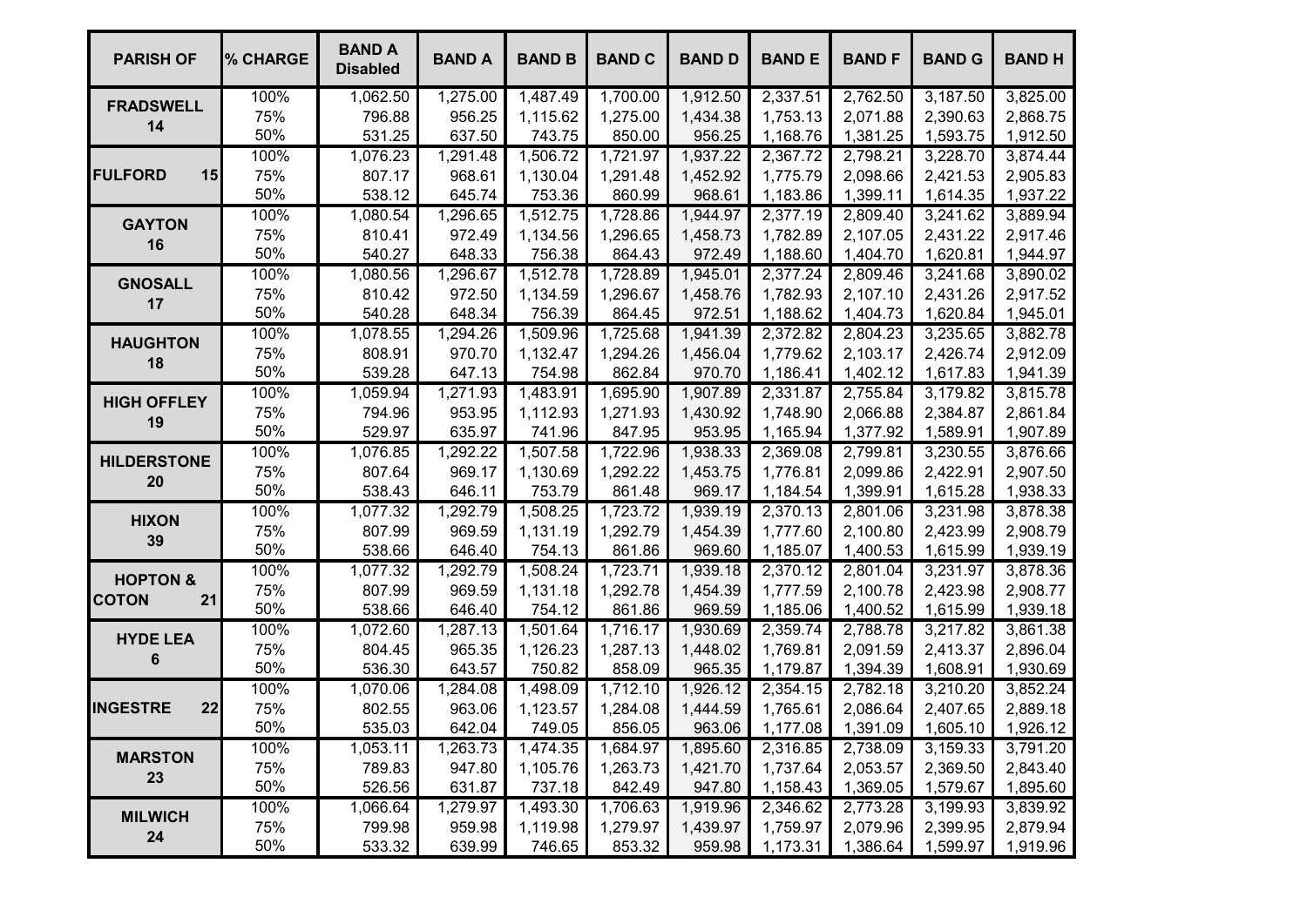| PARISH OF | % CHARGE | BAND A Disabled | BAND A | BAND B | BAND C | BAND D | BAND E | BAND F | BAND G | BAND H |
|---|---|---|---|---|---|---|---|---|---|---|
| FRADSWELL 14 | 100% | 1,062.50 | 1,275.00 | 1,487.49 | 1,700.00 | 1,912.50 | 2,337.51 | 2,762.50 | 3,187.50 | 3,825.00 |
| | 75% | 796.88 | 956.25 | 1,115.62 | 1,275.00 | 1,434.38 | 1,753.13 | 2,071.88 | 2,390.63 | 2,868.75 |
| | 50% | 531.25 | 637.50 | 743.75 | 850.00 | 956.25 | 1,168.76 | 1,381.25 | 1,593.75 | 1,912.50 |
| FULFORD 15 | 100% | 1,076.23 | 1,291.48 | 1,506.72 | 1,721.97 | 1,937.22 | 2,367.72 | 2,798.21 | 3,228.70 | 3,874.44 |
| | 75% | 807.17 | 968.61 | 1,130.04 | 1,291.48 | 1,452.92 | 1,775.79 | 2,098.66 | 2,421.53 | 2,905.83 |
| | 50% | 538.12 | 645.74 | 753.36 | 860.99 | 968.61 | 1,183.86 | 1,399.11 | 1,614.35 | 1,937.22 |
| GAYTON 16 | 100% | 1,080.54 | 1,296.65 | 1,512.75 | 1,728.86 | 1,944.97 | 2,377.19 | 2,809.40 | 3,241.62 | 3,889.94 |
| | 75% | 810.41 | 972.49 | 1,134.56 | 1,296.65 | 1,458.73 | 1,782.89 | 2,107.05 | 2,431.22 | 2,917.46 |
| | 50% | 540.27 | 648.33 | 756.38 | 864.43 | 972.49 | 1,188.60 | 1,404.70 | 1,620.81 | 1,944.97 |
| GNOSALL 17 | 100% | 1,080.56 | 1,296.67 | 1,512.78 | 1,728.89 | 1,945.01 | 2,377.24 | 2,809.46 | 3,241.68 | 3,890.02 |
| | 75% | 810.42 | 972.50 | 1,134.59 | 1,296.67 | 1,458.76 | 1,782.93 | 2,107.10 | 2,431.26 | 2,917.52 |
| | 50% | 540.28 | 648.34 | 756.39 | 864.45 | 972.51 | 1,188.62 | 1,404.73 | 1,620.84 | 1,945.01 |
| HAUGHTON 18 | 100% | 1,078.55 | 1,294.26 | 1,509.96 | 1,725.68 | 1,941.39 | 2,372.82 | 2,804.23 | 3,235.65 | 3,882.78 |
| | 75% | 808.91 | 970.70 | 1,132.47 | 1,294.26 | 1,456.04 | 1,779.62 | 2,103.17 | 2,426.74 | 2,912.09 |
| | 50% | 539.28 | 647.13 | 754.98 | 862.84 | 970.70 | 1,186.41 | 1,402.12 | 1,617.83 | 1,941.39 |
| HIGH OFFLEY 19 | 100% | 1,059.94 | 1,271.93 | 1,483.91 | 1,695.90 | 1,907.89 | 2,331.87 | 2,755.84 | 3,179.82 | 3,815.78 |
| | 75% | 794.96 | 953.95 | 1,112.93 | 1,271.93 | 1,430.92 | 1,748.90 | 2,066.88 | 2,384.87 | 2,861.84 |
| | 50% | 529.97 | 635.97 | 741.96 | 847.95 | 953.95 | 1,165.94 | 1,377.92 | 1,589.91 | 1,907.89 |
| HILDERSTONE 20 | 100% | 1,076.85 | 1,292.22 | 1,507.58 | 1,722.96 | 1,938.33 | 2,369.08 | 2,799.81 | 3,230.55 | 3,876.66 |
| | 75% | 807.64 | 969.17 | 1,130.69 | 1,292.22 | 1,453.75 | 1,776.81 | 2,099.86 | 2,422.91 | 2,907.50 |
| | 50% | 538.43 | 646.11 | 753.79 | 861.48 | 969.17 | 1,184.54 | 1,399.91 | 1,615.28 | 1,938.33 |
| HIXON 39 | 100% | 1,077.32 | 1,292.79 | 1,508.25 | 1,723.72 | 1,939.19 | 2,370.13 | 2,801.06 | 3,231.98 | 3,878.38 |
| | 75% | 807.99 | 969.59 | 1,131.19 | 1,292.79 | 1,454.39 | 1,777.60 | 2,100.80 | 2,423.99 | 2,908.79 |
| | 50% | 538.66 | 646.40 | 754.13 | 861.86 | 969.60 | 1,185.07 | 1,400.53 | 1,615.99 | 1,939.19 |
| HOPTON & COTON 21 | 100% | 1,077.32 | 1,292.79 | 1,508.24 | 1,723.71 | 1,939.18 | 2,370.12 | 2,801.04 | 3,231.97 | 3,878.36 |
| | 75% | 807.99 | 969.59 | 1,131.18 | 1,292.78 | 1,454.39 | 1,777.59 | 2,100.78 | 2,423.98 | 2,908.77 |
| | 50% | 538.66 | 646.40 | 754.12 | 861.86 | 969.59 | 1,185.06 | 1,400.52 | 1,615.99 | 1,939.18 |
| HYDE LEA 6 | 100% | 1,072.60 | 1,287.13 | 1,501.64 | 1,716.17 | 1,930.69 | 2,359.74 | 2,788.78 | 3,217.82 | 3,861.38 |
| | 75% | 804.45 | 965.35 | 1,126.23 | 1,287.13 | 1,448.02 | 1,769.81 | 2,091.59 | 2,413.37 | 2,896.04 |
| | 50% | 536.30 | 643.57 | 750.82 | 858.09 | 965.35 | 1,179.87 | 1,394.39 | 1,608.91 | 1,930.69 |
| INGESTRE 22 | 100% | 1,070.06 | 1,284.08 | 1,498.09 | 1,712.10 | 1,926.12 | 2,354.15 | 2,782.18 | 3,210.20 | 3,852.24 |
| | 75% | 802.55 | 963.06 | 1,123.57 | 1,284.08 | 1,444.59 | 1,765.61 | 2,086.64 | 2,407.65 | 2,889.18 |
| | 50% | 535.03 | 642.04 | 749.05 | 856.05 | 963.06 | 1,177.08 | 1,391.09 | 1,605.10 | 1,926.12 |
| MARSTON 23 | 100% | 1,053.11 | 1,263.73 | 1,474.35 | 1,684.97 | 1,895.60 | 2,316.85 | 2,738.09 | 3,159.33 | 3,791.20 |
| | 75% | 789.83 | 947.80 | 1,105.76 | 1,263.73 | 1,421.70 | 1,737.64 | 2,053.57 | 2,369.50 | 2,843.40 |
| | 50% | 526.56 | 631.87 | 737.18 | 842.49 | 947.80 | 1,158.43 | 1,369.05 | 1,579.67 | 1,895.60 |
| MILWICH 24 | 100% | 1,066.64 | 1,279.97 | 1,493.30 | 1,706.63 | 1,919.96 | 2,346.62 | 2,773.28 | 3,199.93 | 3,839.92 |
| | 75% | 799.98 | 959.98 | 1,119.98 | 1,279.97 | 1,439.97 | 1,759.97 | 2,079.96 | 2,399.95 | 2,879.94 |
| | 50% | 533.32 | 639.99 | 746.65 | 853.32 | 959.98 | 1,173.31 | 1,386.64 | 1,599.97 | 1,919.96 |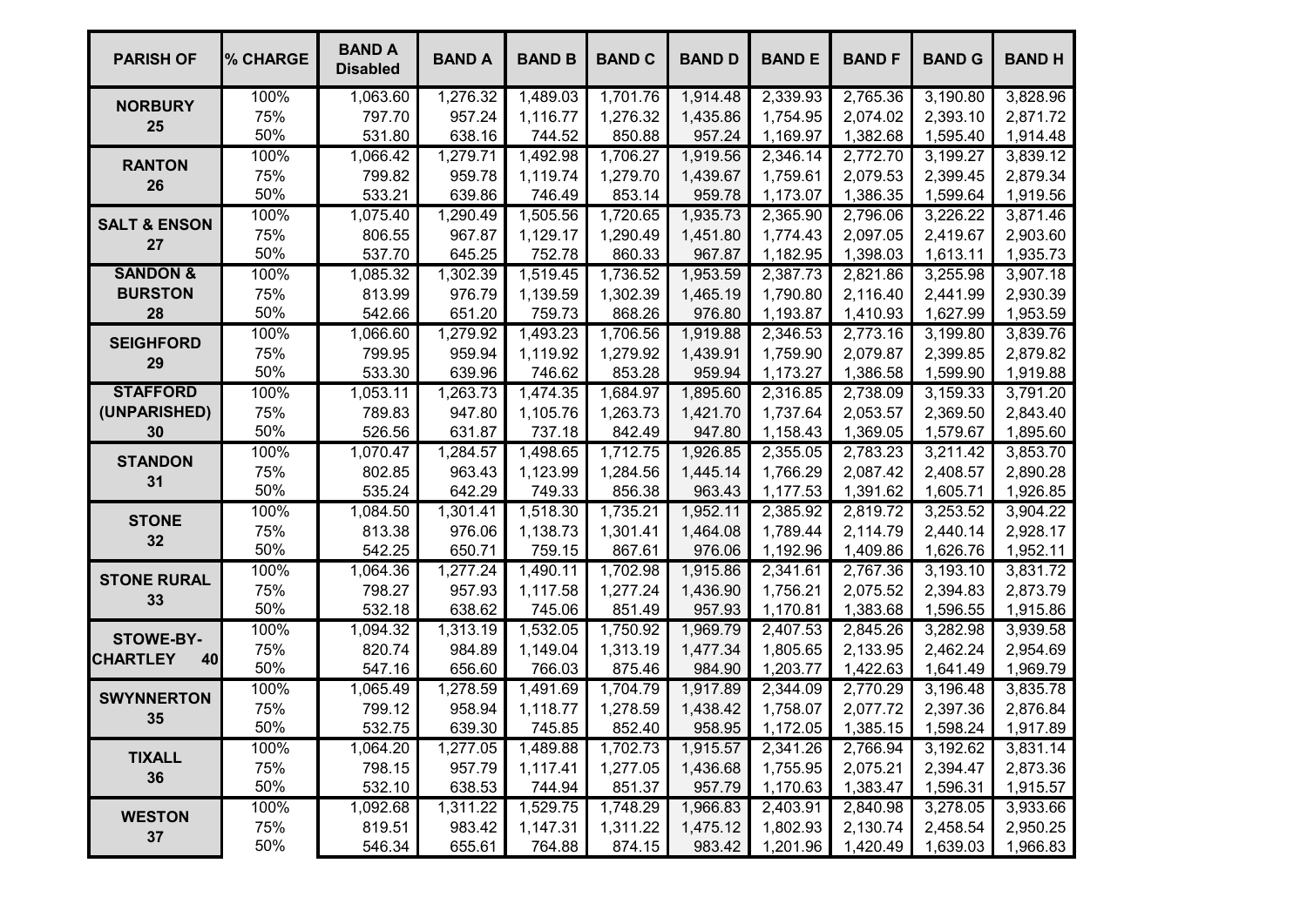| PARISH OF | % CHARGE | BAND A Disabled | BAND A | BAND B | BAND C | BAND D | BAND E | BAND F | BAND G | BAND H |
|---|---|---|---|---|---|---|---|---|---|---|
| NORBURY 25 | 100% | 1,063.60 | 1,276.32 | 1,489.03 | 1,701.76 | 1,914.48 | 2,339.93 | 2,765.36 | 3,190.80 | 3,828.96 |
| | 75% | 797.70 | 957.24 | 1,116.77 | 1,276.32 | 1,435.86 | 1,754.95 | 2,074.02 | 2,393.10 | 2,871.72 |
| | 50% | 531.80 | 638.16 | 744.52 | 850.88 | 957.24 | 1,169.97 | 1,382.68 | 1,595.40 | 1,914.48 |
| RANTON 26 | 100% | 1,066.42 | 1,279.71 | 1,492.98 | 1,706.27 | 1,919.56 | 2,346.14 | 2,772.70 | 3,199.27 | 3,839.12 |
| | 75% | 799.82 | 959.78 | 1,119.74 | 1,279.70 | 1,439.67 | 1,759.61 | 2,079.53 | 2,399.45 | 2,879.34 |
| | 50% | 533.21 | 639.86 | 746.49 | 853.14 | 959.78 | 1,173.07 | 1,386.35 | 1,599.64 | 1,919.56 |
| SALT & ENSON 27 | 100% | 1,075.40 | 1,290.49 | 1,505.56 | 1,720.65 | 1,935.73 | 2,365.90 | 2,796.06 | 3,226.22 | 3,871.46 |
| | 75% | 806.55 | 967.87 | 1,129.17 | 1,290.49 | 1,451.80 | 1,774.43 | 2,097.05 | 2,419.67 | 2,903.60 |
| | 50% | 537.70 | 645.25 | 752.78 | 860.33 | 967.87 | 1,182.95 | 1,398.03 | 1,613.11 | 1,935.73 |
| SANDON & BURSTON 28 | 100% | 1,085.32 | 1,302.39 | 1,519.45 | 1,736.52 | 1,953.59 | 2,387.73 | 2,821.86 | 3,255.98 | 3,907.18 |
| | 75% | 813.99 | 976.79 | 1,139.59 | 1,302.39 | 1,465.19 | 1,790.80 | 2,116.40 | 2,441.99 | 2,930.39 |
| | 50% | 542.66 | 651.20 | 759.73 | 868.26 | 976.80 | 1,193.87 | 1,410.93 | 1,627.99 | 1,953.59 |
| SEIGHFORD 29 | 100% | 1,066.60 | 1,279.92 | 1,493.23 | 1,706.56 | 1,919.88 | 2,346.53 | 2,773.16 | 3,199.80 | 3,839.76 |
| | 75% | 799.95 | 959.94 | 1,119.92 | 1,279.92 | 1,439.91 | 1,759.90 | 2,079.87 | 2,399.85 | 2,879.82 |
| | 50% | 533.30 | 639.96 | 746.62 | 853.28 | 959.94 | 1,173.27 | 1,386.58 | 1,599.90 | 1,919.88 |
| STAFFORD (UNPARISHED) 30 | 100% | 1,053.11 | 1,263.73 | 1,474.35 | 1,684.97 | 1,895.60 | 2,316.85 | 2,738.09 | 3,159.33 | 3,791.20 |
| | 75% | 789.83 | 947.80 | 1,105.76 | 1,263.73 | 1,421.70 | 1,737.64 | 2,053.57 | 2,369.50 | 2,843.40 |
| | 50% | 526.56 | 631.87 | 737.18 | 842.49 | 947.80 | 1,158.43 | 1,369.05 | 1,579.67 | 1,895.60 |
| STANDON 31 | 100% | 1,070.47 | 1,284.57 | 1,498.65 | 1,712.75 | 1,926.85 | 2,355.05 | 2,783.23 | 3,211.42 | 3,853.70 |
| | 75% | 802.85 | 963.43 | 1,123.99 | 1,284.56 | 1,445.14 | 1,766.29 | 2,087.42 | 2,408.57 | 2,890.28 |
| | 50% | 535.24 | 642.29 | 749.33 | 856.38 | 963.43 | 1,177.53 | 1,391.62 | 1,605.71 | 1,926.85 |
| STONE 32 | 100% | 1,084.50 | 1,301.41 | 1,518.30 | 1,735.21 | 1,952.11 | 2,385.92 | 2,819.72 | 3,253.52 | 3,904.22 |
| | 75% | 813.38 | 976.06 | 1,138.73 | 1,301.41 | 1,464.08 | 1,789.44 | 2,114.79 | 2,440.14 | 2,928.17 |
| | 50% | 542.25 | 650.71 | 759.15 | 867.61 | 976.06 | 1,192.96 | 1,409.86 | 1,626.76 | 1,952.11 |
| STONE RURAL 33 | 100% | 1,064.36 | 1,277.24 | 1,490.11 | 1,702.98 | 1,915.86 | 2,341.61 | 2,767.36 | 3,193.10 | 3,831.72 |
| | 75% | 798.27 | 957.93 | 1,117.58 | 1,277.24 | 1,436.90 | 1,756.21 | 2,075.52 | 2,394.83 | 2,873.79 |
| | 50% | 532.18 | 638.62 | 745.06 | 851.49 | 957.93 | 1,170.81 | 1,383.68 | 1,596.55 | 1,915.86 |
| STOWE-BY-CHARTLEY 40 | 100% | 1,094.32 | 1,313.19 | 1,532.05 | 1,750.92 | 1,969.79 | 2,407.53 | 2,845.26 | 3,282.98 | 3,939.58 |
| | 75% | 820.74 | 984.89 | 1,149.04 | 1,313.19 | 1,477.34 | 1,805.65 | 2,133.95 | 2,462.24 | 2,954.69 |
| | 50% | 547.16 | 656.60 | 766.03 | 875.46 | 984.90 | 1,203.77 | 1,422.63 | 1,641.49 | 1,969.79 |
| SWYNNERTON 35 | 100% | 1,065.49 | 1,278.59 | 1,491.69 | 1,704.79 | 1,917.89 | 2,344.09 | 2,770.29 | 3,196.48 | 3,835.78 |
| | 75% | 799.12 | 958.94 | 1,118.77 | 1,278.59 | 1,438.42 | 1,758.07 | 2,077.72 | 2,397.36 | 2,876.84 |
| | 50% | 532.75 | 639.30 | 745.85 | 852.40 | 958.95 | 1,172.05 | 1,385.15 | 1,598.24 | 1,917.89 |
| TIXALL 36 | 100% | 1,064.20 | 1,277.05 | 1,489.88 | 1,702.73 | 1,915.57 | 2,341.26 | 2,766.94 | 3,192.62 | 3,831.14 |
| | 75% | 798.15 | 957.79 | 1,117.41 | 1,277.05 | 1,436.68 | 1,755.95 | 2,075.21 | 2,394.47 | 2,873.36 |
| | 50% | 532.10 | 638.53 | 744.94 | 851.37 | 957.79 | 1,170.63 | 1,383.47 | 1,596.31 | 1,915.57 |
| WESTON 37 | 100% | 1,092.68 | 1,311.22 | 1,529.75 | 1,748.29 | 1,966.83 | 2,403.91 | 2,840.98 | 3,278.05 | 3,933.66 |
| | 75% | 819.51 | 983.42 | 1,147.31 | 1,311.22 | 1,475.12 | 1,802.93 | 2,130.74 | 2,458.54 | 2,950.25 |
| | 50% | 546.34 | 655.61 | 764.88 | 874.15 | 983.42 | 1,201.96 | 1,420.49 | 1,639.03 | 1,966.83 |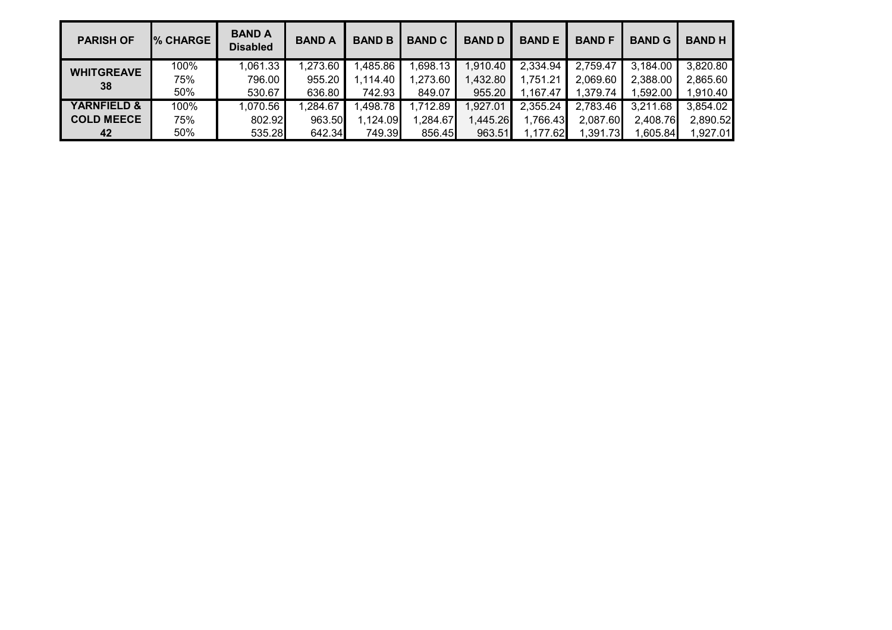| PARISH OF | % CHARGE | BAND A Disabled | BAND A | BAND B | BAND C | BAND D | BAND E | BAND F | BAND G | BAND H |
|---|---|---|---|---|---|---|---|---|---|---|
| WHITGREAVE 38 | 100% | 1,061.33 | 1,273.60 | 1,485.86 | 1,698.13 | 1,910.40 | 2,334.94 | 2,759.47 | 3,184.00 | 3,820.80 |
| | 75% | 796.00 | 955.20 | 1,114.40 | 1,273.60 | 1,432.80 | 1,751.21 | 2,069.60 | 2,388.00 | 2,865.60 |
| | 50% | 530.67 | 636.80 | 742.93 | 849.07 | 955.20 | 1,167.47 | 1,379.74 | 1,592.00 | 1,910.40 |
| YARNFIELD & COLD MEECE 42 | 100% | 1,070.56 | 1,284.67 | 1,498.78 | 1,712.89 | 1,927.01 | 2,355.24 | 2,783.46 | 3,211.68 | 3,854.02 |
| | 75% | 802.92 | 963.50 | 1,124.09 | 1,284.67 | 1,445.26 | 1,766.43 | 2,087.60 | 2,408.76 | 2,890.52 |
| | 50% | 535.28 | 642.34 | 749.39 | 856.45 | 963.51 | 1,177.62 | 1,391.73 | 1,605.84 | 1,927.01 |